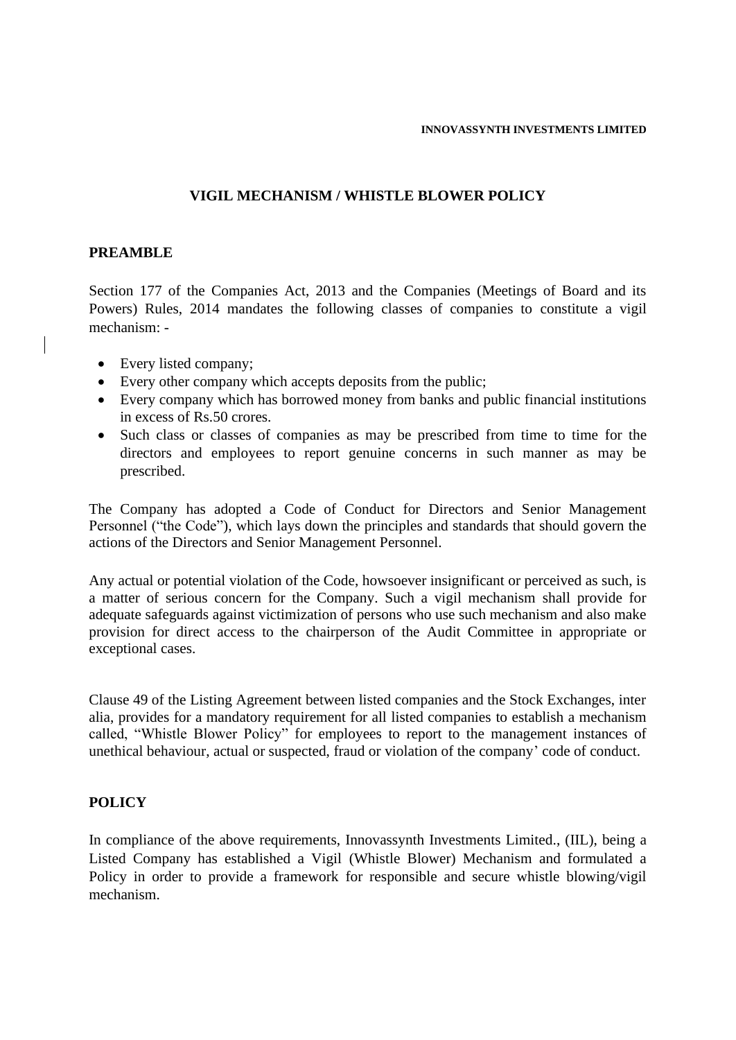INNOVASSYNTH INVESTMENTS LIMITED

# VIGIL MECHANISM / WHISTLE BLOWER POLICY

## PREAMBLE

Section 177 of the Companies Act, 2013 and the Companies (Meetings of Board and its Powers) Rules, 2014 mandates the following classes of companies to constitute a vigil mechanism: -

- Every listed company;
- Every other company which accepts deposits from the public;
- Every company which has borrowed money from banks and public financial institutions in excess of Rs.50 crores.
- Such class or classes of companies as may be prescribed from time to time for the directors and employees to report genuine concerns in such manner as may be prescribed.

The Company has adopted a Code of Conduct for Directors and Senior Management Personnel ("the Code"), which lays down the principles and standards that should govern the actions of the Directors and Senior Management Personnel.

Any actual or potential violation of the Code, howsoever insignificant or perceived as such, is a matter of serious concern for the Company. Such a vigil mechanism shall provide for adequate safeguards against victimization of persons who use such mechanism and also make provision for direct access to the chairperson of the Audit Committee in appropriate or exceptional cases.

Clause 49 of the Listing Agreement between listed companies and the Stock Exchanges, inter alia, provides for a mandatory requirement for all listed companies to establish a mechanism called, "Whistle Blower Policy" for employees to report to the management instances of unethical behaviour, actual or suspected, fraud or violation of the company' code of conduct.

## POLICY

In compliance of the above requirements, Innovassynth Investments Limited., (IIL), being a Listed Company has established a Vigil (Whistle Blower) Mechanism and formulated a Policy in order to provide a framework for responsible and secure whistle blowing/vigil mechanism.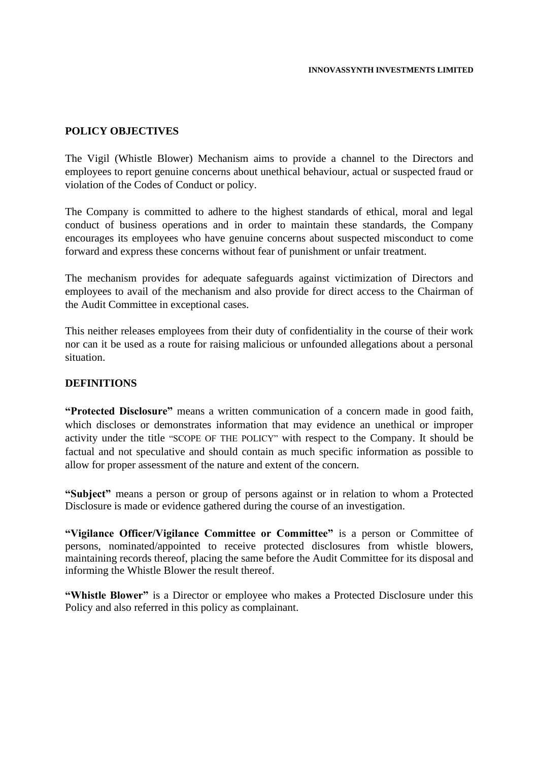## POLICY OBJECTIVES

The Vigil (Whistle Blower) Mechanism aims to provide a channel to the Directors and employees to report genuine concerns about unethical behaviour, actual or suspected fraud or violation of the Codes of Conduct or policy.

The Company is committed to adhere to the highest standards of ethical, moral and legal conduct of business operations and in order to maintain these standards, the Company encourages its employees who have genuine concerns about suspected misconduct to come forward and express these concerns without fear of punishment or unfair treatment.

The mechanism provides for adequate safeguards against victimization of Directors and employees to avail of the mechanism and also provide for direct access to the Chairman of the Audit Committee in exceptional cases.

This neither releases employees from their duty of confidentiality in the course of their work nor can it be used as a route for raising malicious or unfounded allegations about a personal situation.

## DEFINITIONS

**"Protected Disclosure"** means a written communication of a concern made in good faith, which discloses or demonstrates information that may evidence an unethical or improper activity under the title "SCOPE OF THE POLICY" with respect to the Company. It should be factual and not speculative and should contain as much specific information as possible to allow for proper assessment of the nature and extent of the concern.

**"Subject"** means a person or group of persons against or in relation to whom a Protected Disclosure is made or evidence gathered during the course of an investigation.

**"Vigilance Officer/Vigilance Committee or Committee"** is a person or Committee of persons, nominated/appointed to receive protected disclosures from whistle blowers, maintaining records thereof, placing the same before the Audit Committee for its disposal and informing the Whistle Blower the result thereof.

**"Whistle Blower"** is a Director or employee who makes a Protected Disclosure under this Policy and also referred in this policy as complainant.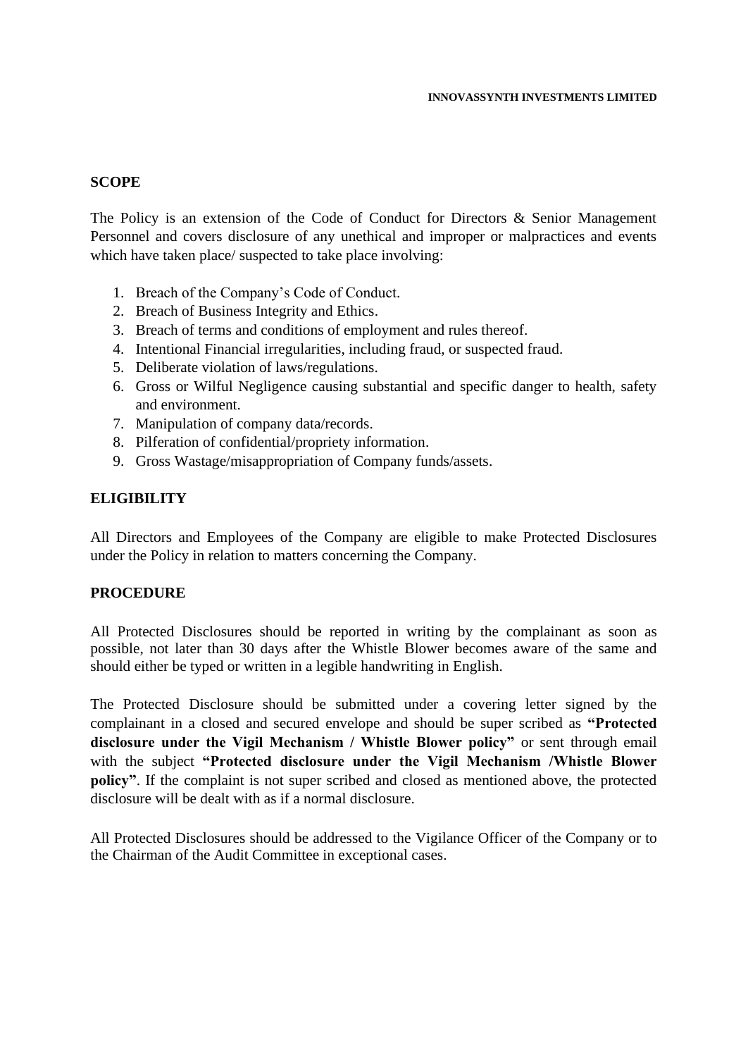## SCOPE

The Policy is an extension of the Code of Conduct for Directors & Senior Management Personnel and covers disclosure of any unethical and improper or malpractices and events which have taken place/ suspected to take place involving:

1. Breach of the Company's Code of Conduct.
2. Breach of Business Integrity and Ethics.
3. Breach of terms and conditions of employment and rules thereof.
4. Intentional Financial irregularities, including fraud, or suspected fraud.
5. Deliberate violation of laws/regulations.
6. Gross or Wilful Negligence causing substantial and specific danger to health, safety and environment.
7. Manipulation of company data/records.
8. Pilferation of confidential/propriety information.
9. Gross Wastage/misappropriation of Company funds/assets.

## ELIGIBILITY

All Directors and Employees of the Company are eligible to make Protected Disclosures under the Policy in relation to matters concerning the Company.

## PROCEDURE

All Protected Disclosures should be reported in writing by the complainant as soon as possible, not later than 30 days after the Whistle Blower becomes aware of the same and should either be typed or written in a legible handwriting in English.

The Protected Disclosure should be submitted under a covering letter signed by the complainant in a closed and secured envelope and should be super scribed as **"Protected disclosure under the Vigil Mechanism / Whistle Blower policy"** or sent through email with the subject **"Protected disclosure under the Vigil Mechanism /Whistle Blower policy"**. If the complaint is not super scribed and closed as mentioned above, the protected disclosure will be dealt with as if a normal disclosure.

All Protected Disclosures should be addressed to the Vigilance Officer of the Company or to the Chairman of the Audit Committee in exceptional cases.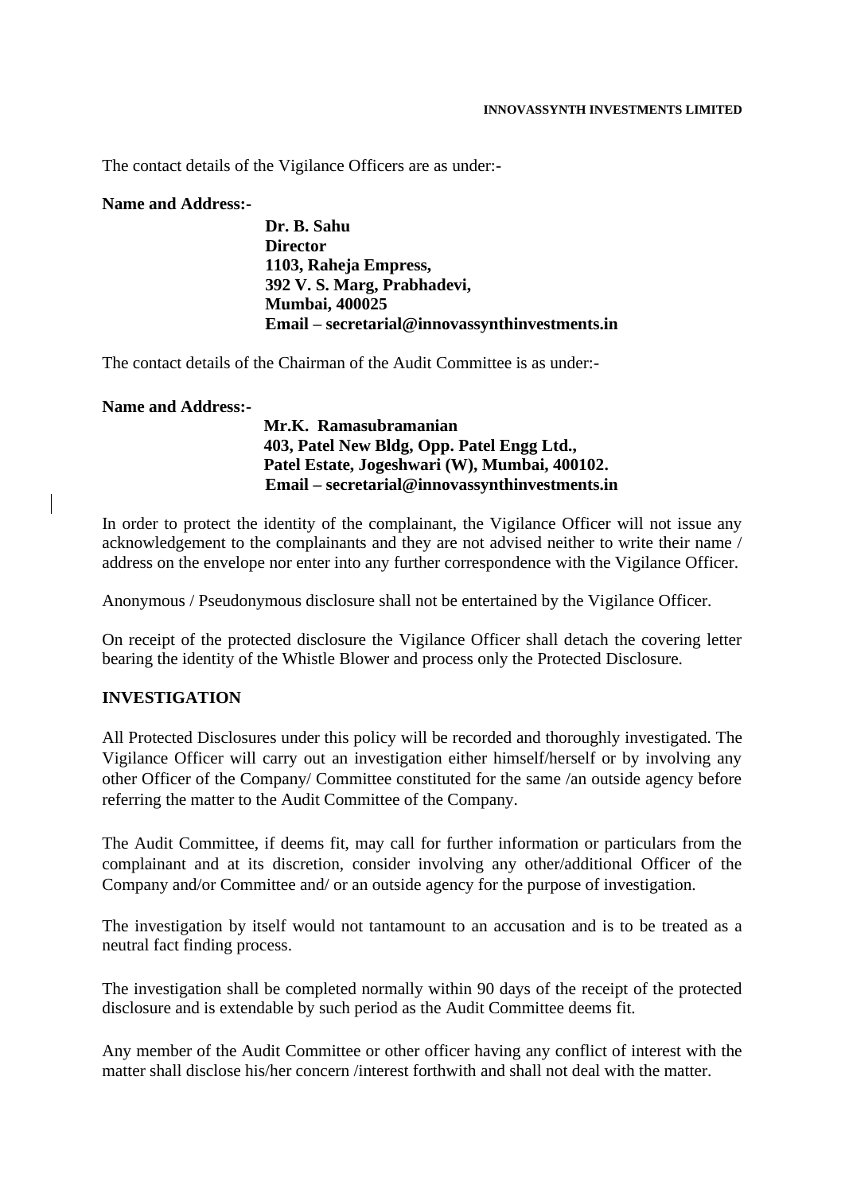The contact details of the Vigilance Officers are as under:-

**Name and Address:-**

**Dr. B. Sahu**
**Director**
**1103, Raheja Empress,**
**392 V. S. Marg, Prabhadevi,**
**Mumbai, 400025**
**Email – secretarial@innovassynthinvestments.in**

The contact details of the Chairman of the Audit Committee is as under:-

**Name and Address:-**

**Mr.K. Ramasubramanian**
**403, Patel New Bldg, Opp. Patel Engg Ltd.,**
**Patel Estate, Jogeshwari (W), Mumbai, 400102.**
**Email – secretarial@innovassynthinvestments.in**

In order to protect the identity of the complainant, the Vigilance Officer will not issue any acknowledgement to the complainants and they are not advised neither to write their name / address on the envelope nor enter into any further correspondence with the Vigilance Officer.

Anonymous / Pseudonymous disclosure shall not be entertained by the Vigilance Officer.

On receipt of the protected disclosure the Vigilance Officer shall detach the covering letter bearing the identity of the Whistle Blower and process only the Protected Disclosure.

## INVESTIGATION

All Protected Disclosures under this policy will be recorded and thoroughly investigated. The Vigilance Officer will carry out an investigation either himself/herself or by involving any other Officer of the Company/ Committee constituted for the same /an outside agency before referring the matter to the Audit Committee of the Company.

The Audit Committee, if deems fit, may call for further information or particulars from the complainant and at its discretion, consider involving any other/additional Officer of the Company and/or Committee and/ or an outside agency for the purpose of investigation.

The investigation by itself would not tantamount to an accusation and is to be treated as a neutral fact finding process.

The investigation shall be completed normally within 90 days of the receipt of the protected disclosure and is extendable by such period as the Audit Committee deems fit.

Any member of the Audit Committee or other officer having any conflict of interest with the matter shall disclose his/her concern /interest forthwith and shall not deal with the matter.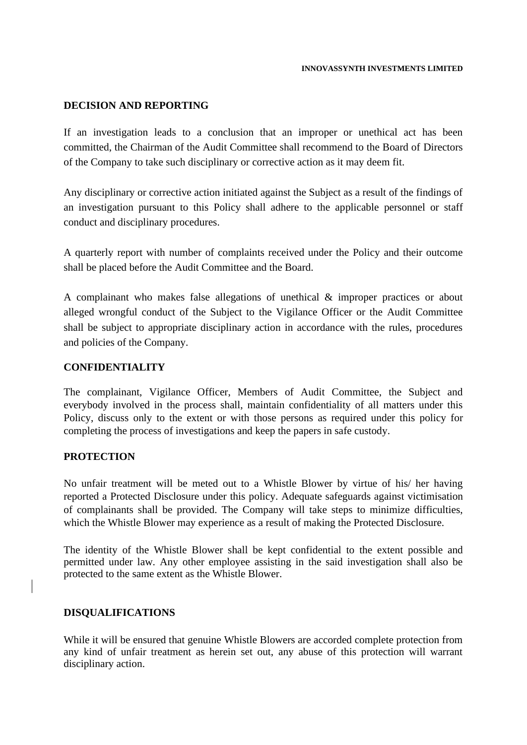## DECISION AND REPORTING

If an investigation leads to a conclusion that an improper or unethical act has been committed, the Chairman of the Audit Committee shall recommend to the Board of Directors of the Company to take such disciplinary or corrective action as it may deem fit.

Any disciplinary or corrective action initiated against the Subject as a result of the findings of an investigation pursuant to this Policy shall adhere to the applicable personnel or staff conduct and disciplinary procedures.

A quarterly report with number of complaints received under the Policy and their outcome shall be placed before the Audit Committee and the Board.

A complainant who makes false allegations of unethical & improper practices or about alleged wrongful conduct of the Subject to the Vigilance Officer or the Audit Committee shall be subject to appropriate disciplinary action in accordance with the rules, procedures and policies of the Company.

## CONFIDENTIALITY

The complainant, Vigilance Officer, Members of Audit Committee, the Subject and everybody involved in the process shall, maintain confidentiality of all matters under this Policy, discuss only to the extent or with those persons as required under this policy for completing the process of investigations and keep the papers in safe custody.

## PROTECTION

No unfair treatment will be meted out to a Whistle Blower by virtue of his/ her having reported a Protected Disclosure under this policy. Adequate safeguards against victimisation of complainants shall be provided. The Company will take steps to minimize difficulties, which the Whistle Blower may experience as a result of making the Protected Disclosure.

The identity of the Whistle Blower shall be kept confidential to the extent possible and permitted under law. Any other employee assisting in the said investigation shall also be protected to the same extent as the Whistle Blower.

## DISQUALIFICATIONS

While it will be ensured that genuine Whistle Blowers are accorded complete protection from any kind of unfair treatment as herein set out, any abuse of this protection will warrant disciplinary action.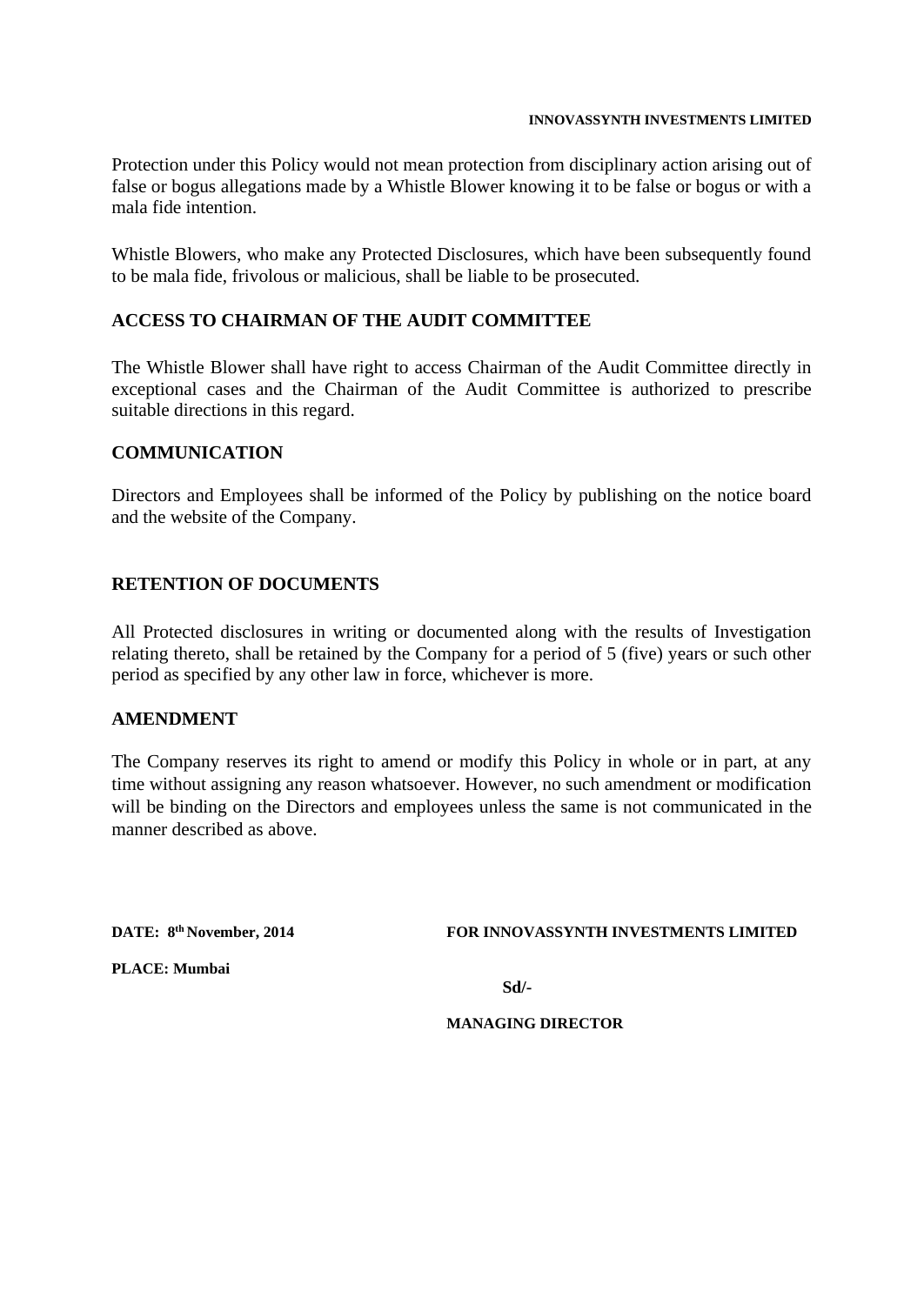Protection under this Policy would not mean protection from disciplinary action arising out of false or bogus allegations made by a Whistle Blower knowing it to be false or bogus or with a mala fide intention.

Whistle Blowers, who make any Protected Disclosures, which have been subsequently found to be mala fide, frivolous or malicious, shall be liable to be prosecuted.

## ACCESS TO CHAIRMAN OF THE AUDIT COMMITTEE

The Whistle Blower shall have right to access Chairman of the Audit Committee directly in exceptional cases and the Chairman of the Audit Committee is authorized to prescribe suitable directions in this regard.

## COMMUNICATION

Directors and Employees shall be informed of the Policy by publishing on the notice board and the website of the Company.

## RETENTION OF DOCUMENTS

All Protected disclosures in writing or documented along with the results of Investigation relating thereto, shall be retained by the Company for a period of 5 (five) years or such other period as specified by any other law in force, whichever is more.

## AMENDMENT

The Company reserves its right to amend or modify this Policy in whole or in part, at any time without assigning any reason whatsoever. However, no such amendment or modification will be binding on the Directors and employees unless the same is not communicated in the manner described as above.

**DATE: 8th November, 2014**

**PLACE: Mumbai**

**FOR INNOVASSYNTH INVESTMENTS LIMITED**

**Sd/-**

**MANAGING DIRECTOR**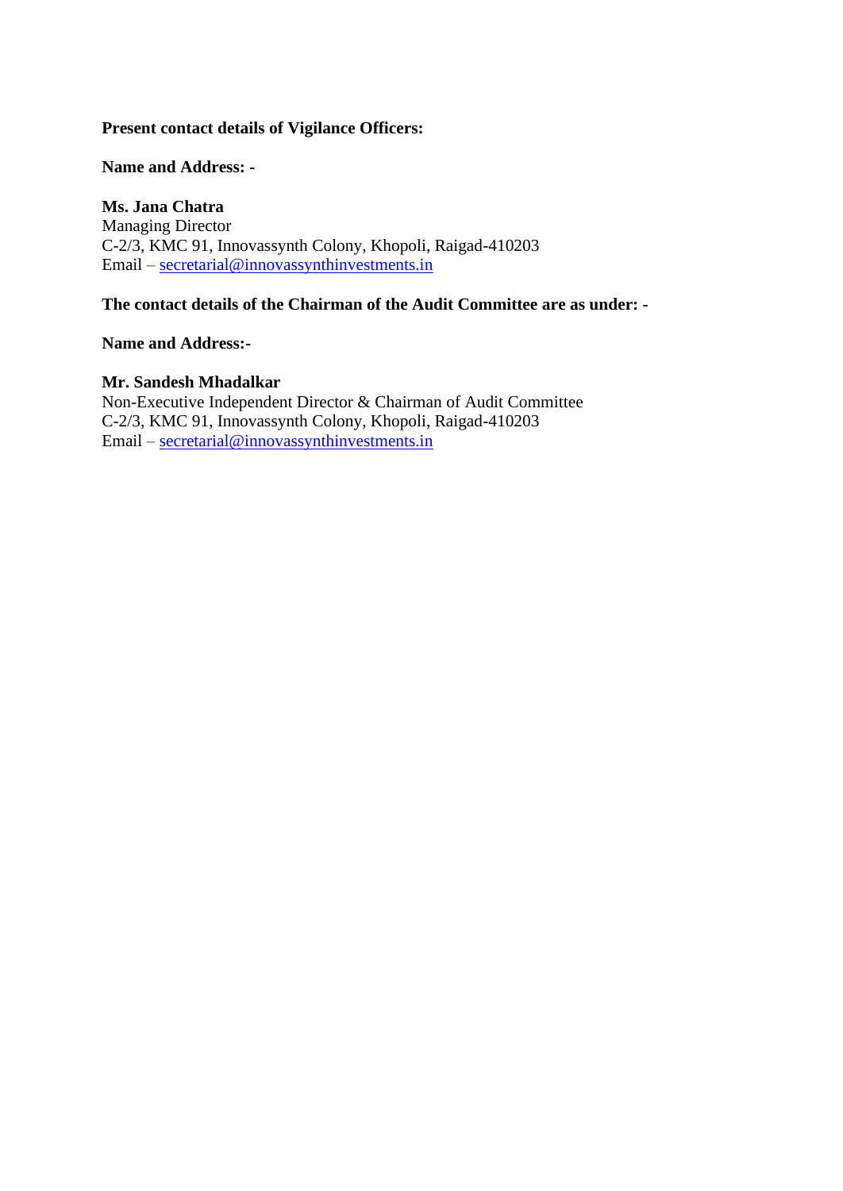**Present contact details of Vigilance Officers:**

**Name and Address: -**

**Ms. Jana Chatra**
Managing Director
C-2/3, KMC 91, Innovassynth Colony, Khopoli, Raigad-410203
Email – secretarial@innovassynthinvestments.in

**The contact details of the Chairman of the Audit Committee are as under: -**

**Name and Address:-**

**Mr. Sandesh Mhadalkar**
Non-Executive Independent Director & Chairman of Audit Committee
C-2/3, KMC 91, Innovassynth Colony, Khopoli, Raigad-410203
Email – secretarial@innovassynthinvestments.in